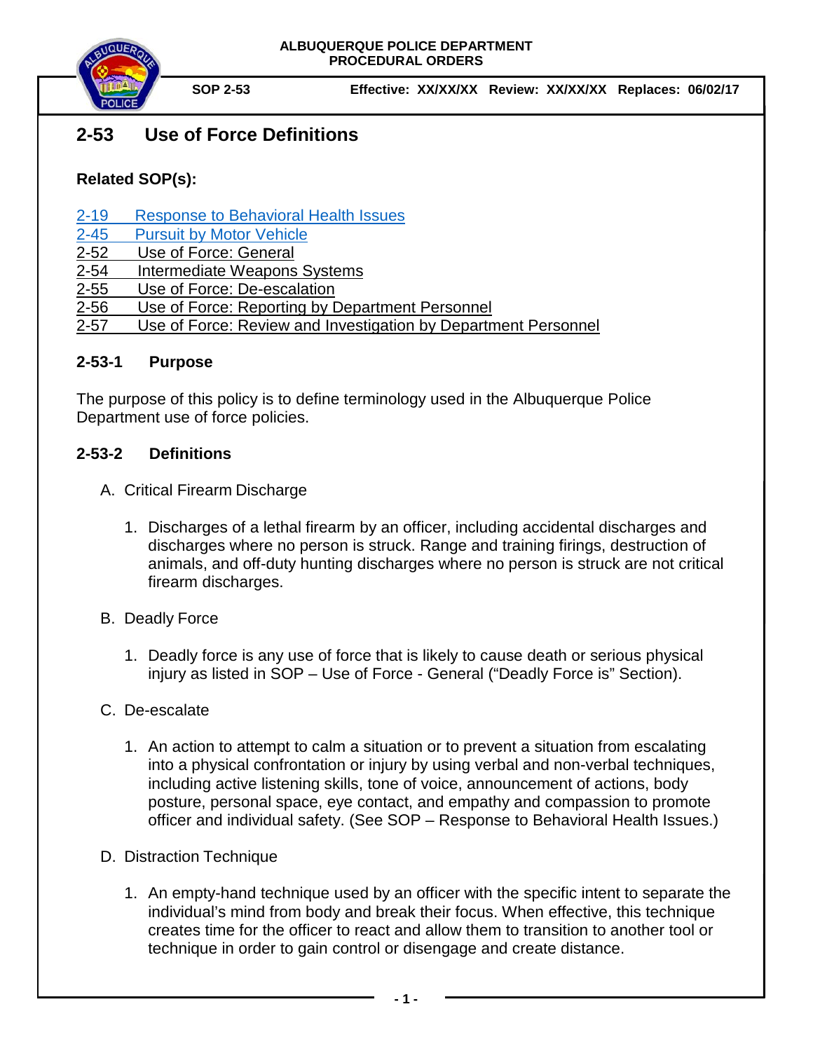ALBUQUERQUE POLICE DEPARTMENT
PROCEDURAL ORDERS

**SOP 2-53** **Effective: XX/XX/XX Review: XX/XX/XX Replaces: 06/02/17**

# 2-53 Use of Force Definitions

## Related SOP(s):

2-19 Response to Behavioral Health Issues
2-45 Pursuit by Motor Vehicle
2-52 Use of Force: General
2-54 Intermediate Weapons Systems
2-55 Use of Force: De-escalation
2-56 Use of Force: Reporting by Department Personnel
2-57 Use of Force: Review and Investigation by Department Personnel

## 2-53-1 Purpose

The purpose of this policy is to define terminology used in the Albuquerque Police Department use of force policies.

## 2-53-2 Definitions

A. Critical Firearm Discharge

1. Discharges of a lethal firearm by an officer, including accidental discharges and discharges where no person is struck. Range and training firings, destruction of animals, and off-duty hunting discharges where no person is struck are not critical firearm discharges.

B. Deadly Force

1. Deadly force is any use of force that is likely to cause death or serious physical injury as listed in SOP – Use of Force - General ("Deadly Force is" Section).

C. De-escalate

1. An action to attempt to calm a situation or to prevent a situation from escalating into a physical confrontation or injury by using verbal and non-verbal techniques, including active listening skills, tone of voice, announcement of actions, body posture, personal space, eye contact, and empathy and compassion to promote officer and individual safety. (See SOP – Response to Behavioral Health Issues.)

D. Distraction Technique

1. An empty-hand technique used by an officer with the specific intent to separate the individual's mind from body and break their focus. When effective, this technique creates time for the officer to react and allow them to transition to another tool or technique in order to gain control or disengage and create distance.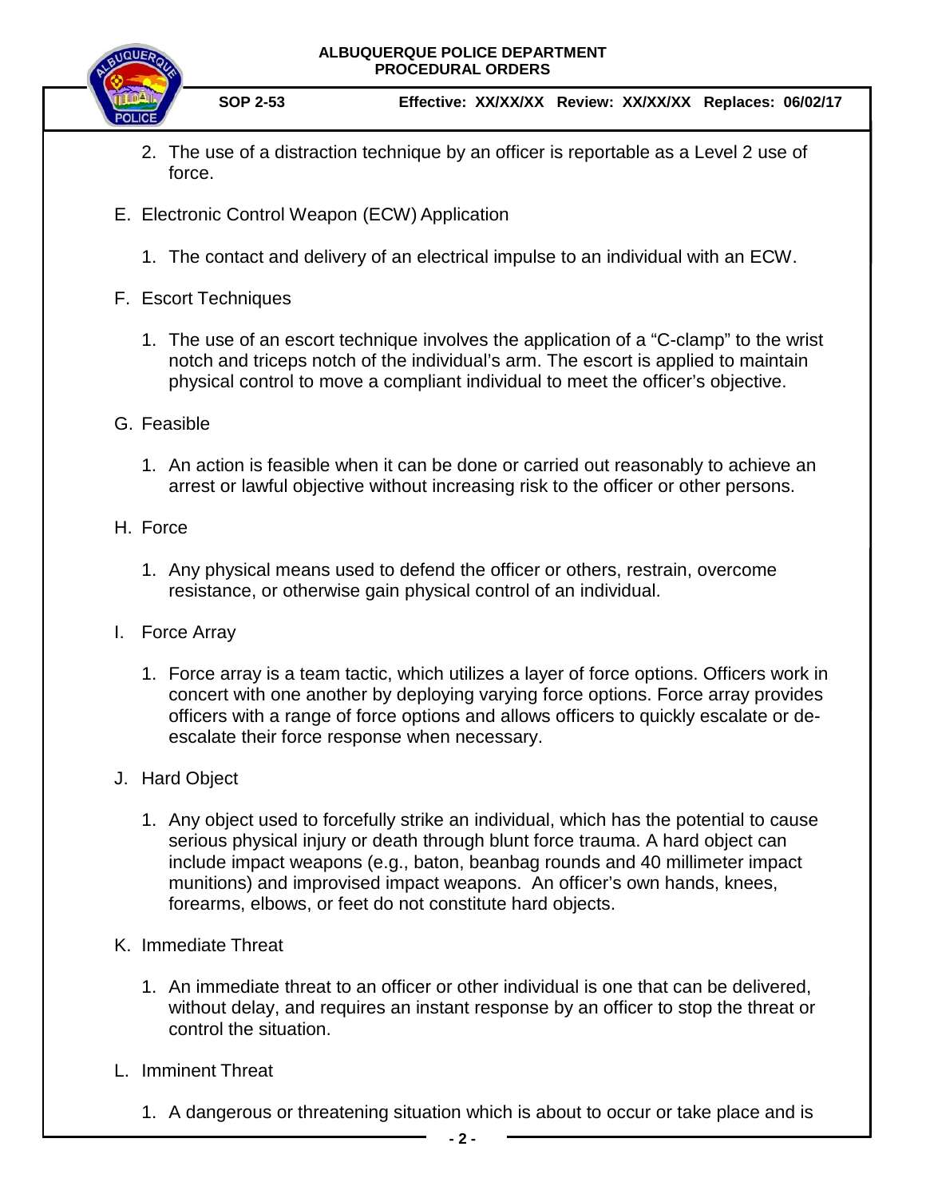2. The use of a distraction technique by an officer is reportable as a Level 2 use of force.

E. Electronic Control Weapon (ECW) Application

1. The contact and delivery of an electrical impulse to an individual with an ECW.

F. Escort Techniques

1. The use of an escort technique involves the application of a "C-clamp" to the wrist notch and triceps notch of the individual's arm. The escort is applied to maintain physical control to move a compliant individual to meet the officer's objective.

G. Feasible

1. An action is feasible when it can be done or carried out reasonably to achieve an arrest or lawful objective without increasing risk to the officer or other persons.

H. Force

1. Any physical means used to defend the officer or others, restrain, overcome resistance, or otherwise gain physical control of an individual.

I. Force Array

1. Force array is a team tactic, which utilizes a layer of force options. Officers work in concert with one another by deploying varying force options. Force array provides officers with a range of force options and allows officers to quickly escalate or de-escalate their force response when necessary.

J. Hard Object

1. Any object used to forcefully strike an individual, which has the potential to cause serious physical injury or death through blunt force trauma. A hard object can include impact weapons (e.g., baton, beanbag rounds and 40 millimeter impact munitions) and improvised impact weapons. An officer's own hands, knees, forearms, elbows, or feet do not constitute hard objects.

K. Immediate Threat

1. An immediate threat to an officer or other individual is one that can be delivered, without delay, and requires an instant response by an officer to stop the threat or control the situation.

L. Imminent Threat

1. A dangerous or threatening situation which is about to occur or take place and is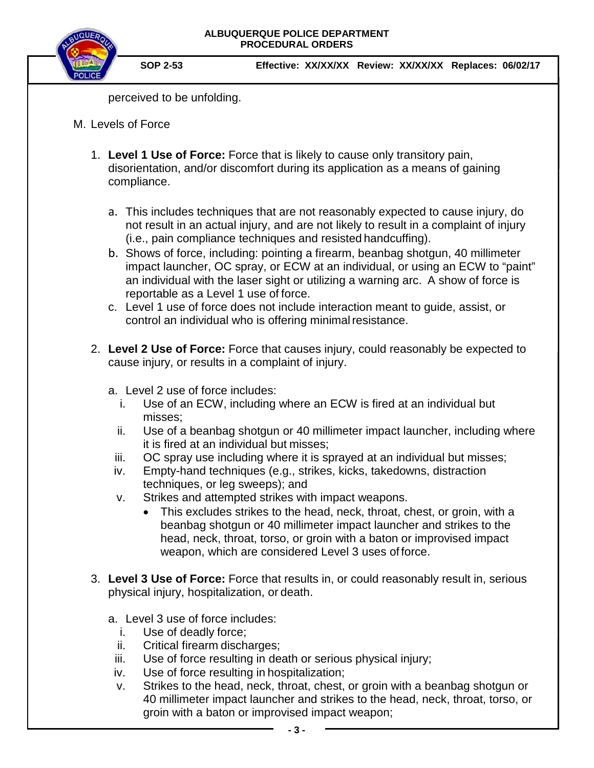perceived to be unfolding.

M. Levels of Force

1. **Level 1 Use of Force:** Force that is likely to cause only transitory pain, disorientation, and/or discomfort during its application as a means of gaining compliance.

   a. This includes techniques that are not reasonably expected to cause injury, do not result in an actual injury, and are not likely to result in a complaint of injury (i.e., pain compliance techniques and resisted handcuffing).

   b. Shows of force, including: pointing a firearm, beanbag shotgun, 40 millimeter impact launcher, OC spray, or ECW at an individual, or using an ECW to "paint" an individual with the laser sight or utilizing a warning arc. A show of force is reportable as a Level 1 use of force.

   c. Level 1 use of force does not include interaction meant to guide, assist, or control an individual who is offering minimal resistance.

2. **Level 2 Use of Force:** Force that causes injury, could reasonably be expected to cause injury, or results in a complaint of injury.

   a. Level 2 use of force includes:

      i. Use of an ECW, including where an ECW is fired at an individual but misses;

      ii. Use of a beanbag shotgun or 40 millimeter impact launcher, including where it is fired at an individual but misses;

      iii. OC spray use including where it is sprayed at an individual but misses;

      iv. Empty-hand techniques (e.g., strikes, kicks, takedowns, distraction techniques, or leg sweeps); and

      v. Strikes and attempted strikes with impact weapons.

         - This excludes strikes to the head, neck, throat, chest, or groin, with a beanbag shotgun or 40 millimeter impact launcher and strikes to the head, neck, throat, torso, or groin with a baton or improvised impact weapon, which are considered Level 3 uses of force.

3. **Level 3 Use of Force:** Force that results in, or could reasonably result in, serious physical injury, hospitalization, or death.

   a. Level 3 use of force includes:

      i. Use of deadly force;

      ii. Critical firearm discharges;

      iii. Use of force resulting in death or serious physical injury;

      iv. Use of force resulting in hospitalization;

      v. Strikes to the head, neck, throat, chest, or groin with a beanbag shotgun or 40 millimeter impact launcher and strikes to the head, neck, throat, torso, or groin with a baton or improvised impact weapon;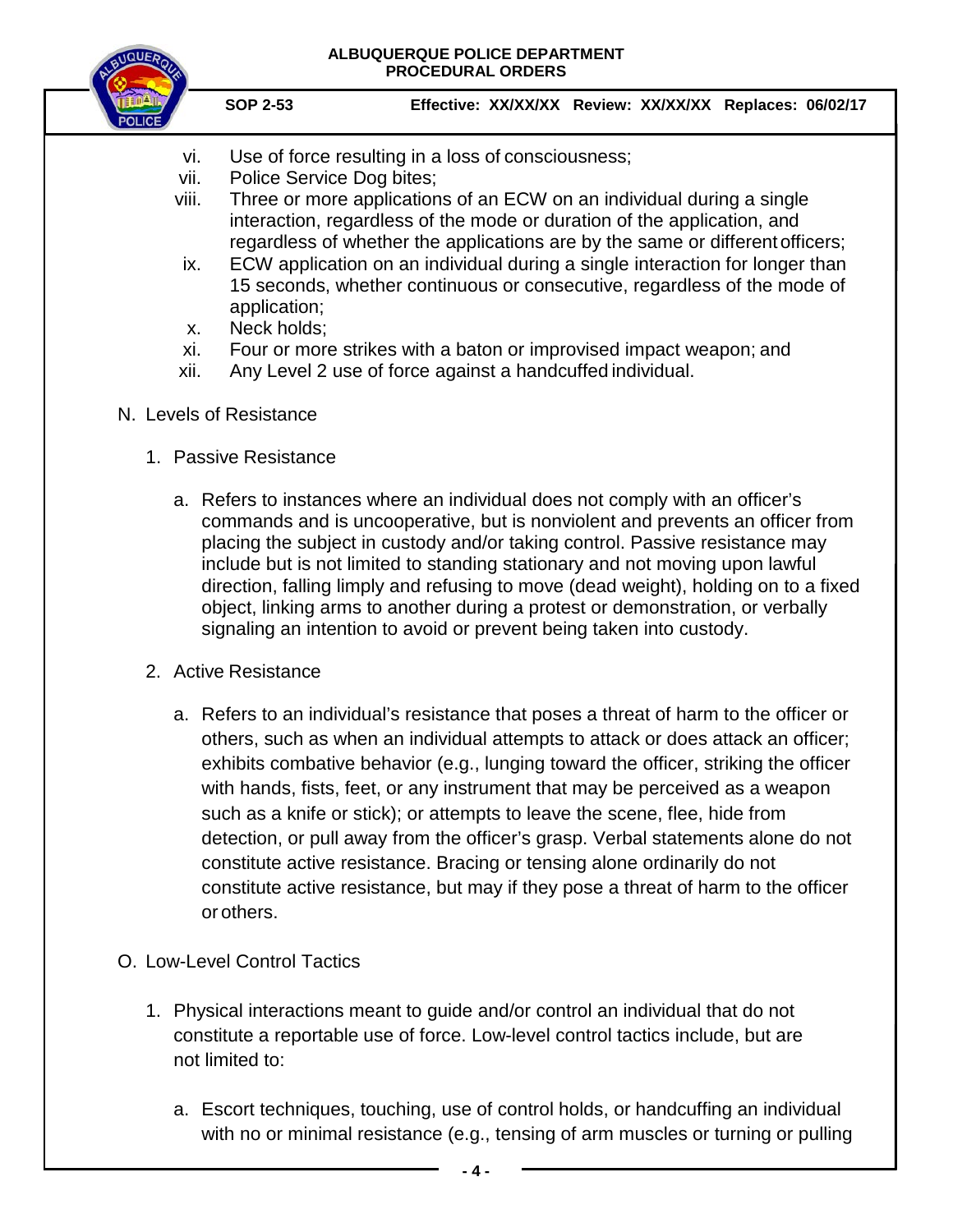vi. Use of force resulting in a loss of consciousness;
vii. Police Service Dog bites;
viii. Three or more applications of an ECW on an individual during a single interaction, regardless of the mode or duration of the application, and regardless of whether the applications are by the same or different officers;
ix. ECW application on an individual during a single interaction for longer than 15 seconds, whether continuous or consecutive, regardless of the mode of application;
x. Neck holds;
xi. Four or more strikes with a baton or improvised impact weapon; and
xii. Any Level 2 use of force against a handcuffed individual.

N. Levels of Resistance

1. Passive Resistance

   a. Refers to instances where an individual does not comply with an officer's commands and is uncooperative, but is nonviolent and prevents an officer from placing the subject in custody and/or taking control. Passive resistance may include but is not limited to standing stationary and not moving upon lawful direction, falling limply and refusing to move (dead weight), holding on to a fixed object, linking arms to another during a protest or demonstration, or verbally signaling an intention to avoid or prevent being taken into custody.

2. Active Resistance

   a. Refers to an individual's resistance that poses a threat of harm to the officer or others, such as when an individual attempts to attack or does attack an officer; exhibits combative behavior (e.g., lunging toward the officer, striking the officer with hands, fists, feet, or any instrument that may be perceived as a weapon such as a knife or stick); or attempts to leave the scene, flee, hide from detection, or pull away from the officer's grasp. Verbal statements alone do not constitute active resistance. Bracing or tensing alone ordinarily do not constitute active resistance, but may if they pose a threat of harm to the officer or others.

O. Low-Level Control Tactics

1. Physical interactions meant to guide and/or control an individual that do not constitute a reportable use of force. Low-level control tactics include, but are not limited to:

   a. Escort techniques, touching, use of control holds, or handcuffing an individual with no or minimal resistance (e.g., tensing of arm muscles or turning or pulling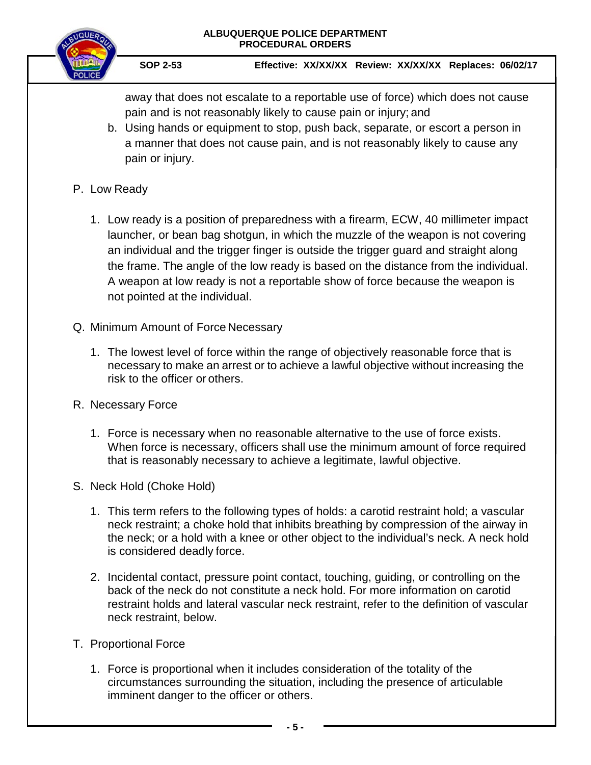away that does not escalate to a reportable use of force) which does not cause pain and is not reasonably likely to cause pain or injury; and

b. Using hands or equipment to stop, push back, separate, or escort a person in a manner that does not cause pain, and is not reasonably likely to cause any pain or injury.

P. Low Ready

1. Low ready is a position of preparedness with a firearm, ECW, 40 millimeter impact launcher, or bean bag shotgun, in which the muzzle of the weapon is not covering an individual and the trigger finger is outside the trigger guard and straight along the frame. The angle of the low ready is based on the distance from the individual. A weapon at low ready is not a reportable show of force because the weapon is not pointed at the individual.

Q. Minimum Amount of Force Necessary

1. The lowest level of force within the range of objectively reasonable force that is necessary to make an arrest or to achieve a lawful objective without increasing the risk to the officer or others.

R. Necessary Force

1. Force is necessary when no reasonable alternative to the use of force exists. When force is necessary, officers shall use the minimum amount of force required that is reasonably necessary to achieve a legitimate, lawful objective.

S. Neck Hold (Choke Hold)

1. This term refers to the following types of holds: a carotid restraint hold; a vascular neck restraint; a choke hold that inhibits breathing by compression of the airway in the neck; or a hold with a knee or other object to the individual's neck. A neck hold is considered deadly force.

2. Incidental contact, pressure point contact, touching, guiding, or controlling on the back of the neck do not constitute a neck hold. For more information on carotid restraint holds and lateral vascular neck restraint, refer to the definition of vascular neck restraint, below.

T. Proportional Force

1. Force is proportional when it includes consideration of the totality of the circumstances surrounding the situation, including the presence of articulable imminent danger to the officer or others.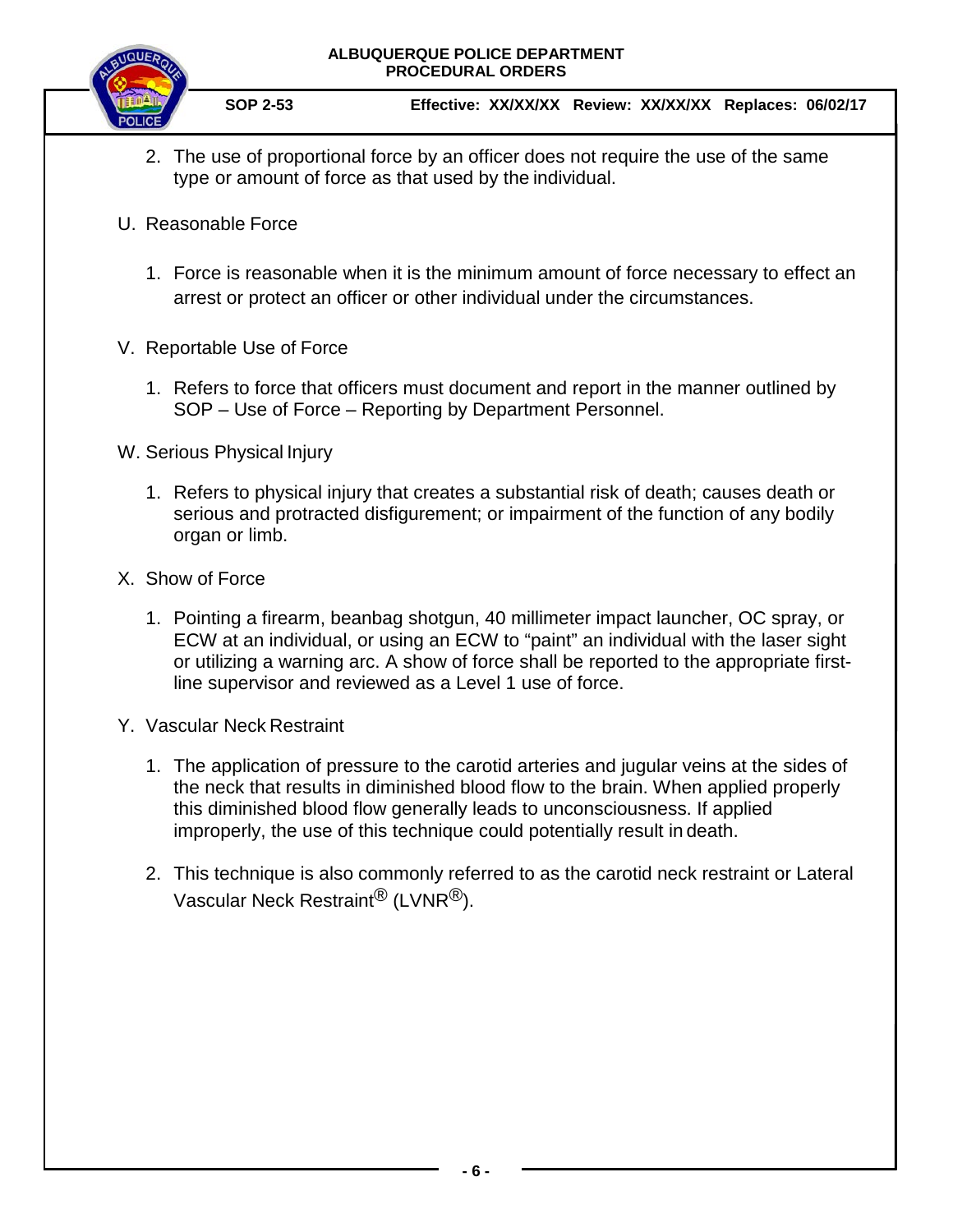2. The use of proportional force by an officer does not require the use of the same type or amount of force as that used by the individual.

U. Reasonable Force

1. Force is reasonable when it is the minimum amount of force necessary to effect an arrest or protect an officer or other individual under the circumstances.

V. Reportable Use of Force

1. Refers to force that officers must document and report in the manner outlined by SOP – Use of Force – Reporting by Department Personnel.

W. Serious Physical Injury

1. Refers to physical injury that creates a substantial risk of death; causes death or serious and protracted disfigurement; or impairment of the function of any bodily organ or limb.

X. Show of Force

1. Pointing a firearm, beanbag shotgun, 40 millimeter impact launcher, OC spray, or ECW at an individual, or using an ECW to "paint" an individual with the laser sight or utilizing a warning arc. A show of force shall be reported to the appropriate first-line supervisor and reviewed as a Level 1 use of force.

Y. Vascular Neck Restraint

1. The application of pressure to the carotid arteries and jugular veins at the sides of the neck that results in diminished blood flow to the brain. When applied properly this diminished blood flow generally leads to unconsciousness. If applied improperly, the use of this technique could potentially result in death.

2. This technique is also commonly referred to as the carotid neck restraint or Lateral Vascular Neck Restraint® (LVNR®).